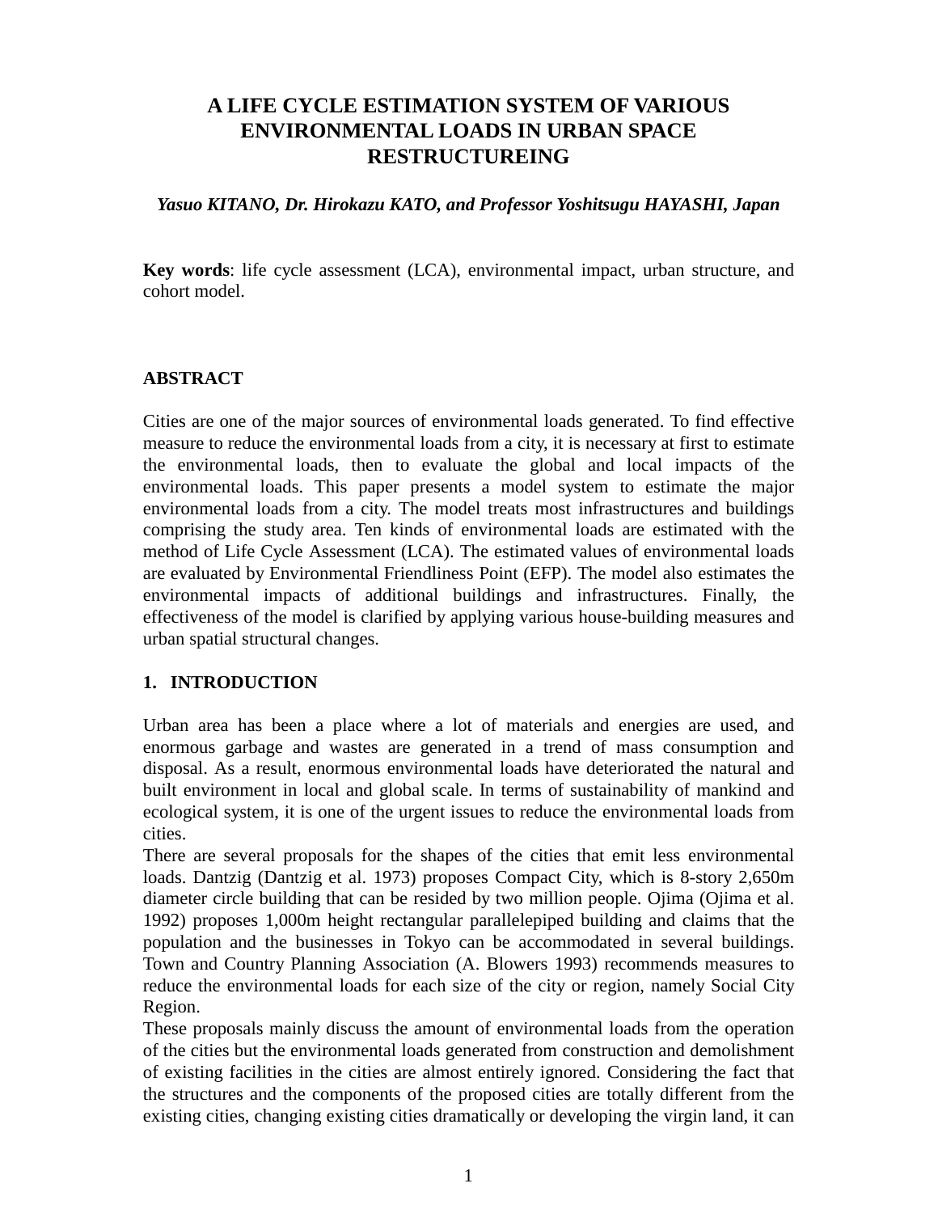# A LIFE CYCLE ESTIMATION SYSTEM OF VARIOUS ENVIRONMENTAL LOADS IN URBAN SPACE RESTRUCTUREING

***Yasuo KITANO, Dr. Hirokazu KATO, and Professor Yoshitsugu HAYASHI, Japan***

**Key words**: life cycle assessment (LCA), environmental impact, urban structure, and cohort model.

## ABSTRACT

Cities are one of the major sources of environmental loads generated. To find effective measure to reduce the environmental loads from a city, it is necessary at first to estimate the environmental loads, then to evaluate the global and local impacts of the environmental loads. This paper presents a model system to estimate the major environmental loads from a city. The model treats most infrastructures and buildings comprising the study area. Ten kinds of environmental loads are estimated with the method of Life Cycle Assessment (LCA). The estimated values of environmental loads are evaluated by Environmental Friendliness Point (EFP). The model also estimates the environmental impacts of additional buildings and infrastructures. Finally, the effectiveness of the model is clarified by applying various house-building measures and urban spatial structural changes.

## 1. INTRODUCTION

Urban area has been a place where a lot of materials and energies are used, and enormous garbage and wastes are generated in a trend of mass consumption and disposal. As a result, enormous environmental loads have deteriorated the natural and built environment in local and global scale. In terms of sustainability of mankind and ecological system, it is one of the urgent issues to reduce the environmental loads from cities.

There are several proposals for the shapes of the cities that emit less environmental loads. Dantzig (Dantzig et al. 1973) proposes Compact City, which is 8-story 2,650m diameter circle building that can be resided by two million people. Ojima (Ojima et al. 1992) proposes 1,000m height rectangular parallelepiped building and claims that the population and the businesses in Tokyo can be accommodated in several buildings. Town and Country Planning Association (A. Blowers 1993) recommends measures to reduce the environmental loads for each size of the city or region, namely Social City Region.

These proposals mainly discuss the amount of environmental loads from the operation of the cities but the environmental loads generated from construction and demolishment of existing facilities in the cities are almost entirely ignored. Considering the fact that the structures and the components of the proposed cities are totally different from the existing cities, changing existing cities dramatically or developing the virgin land, it can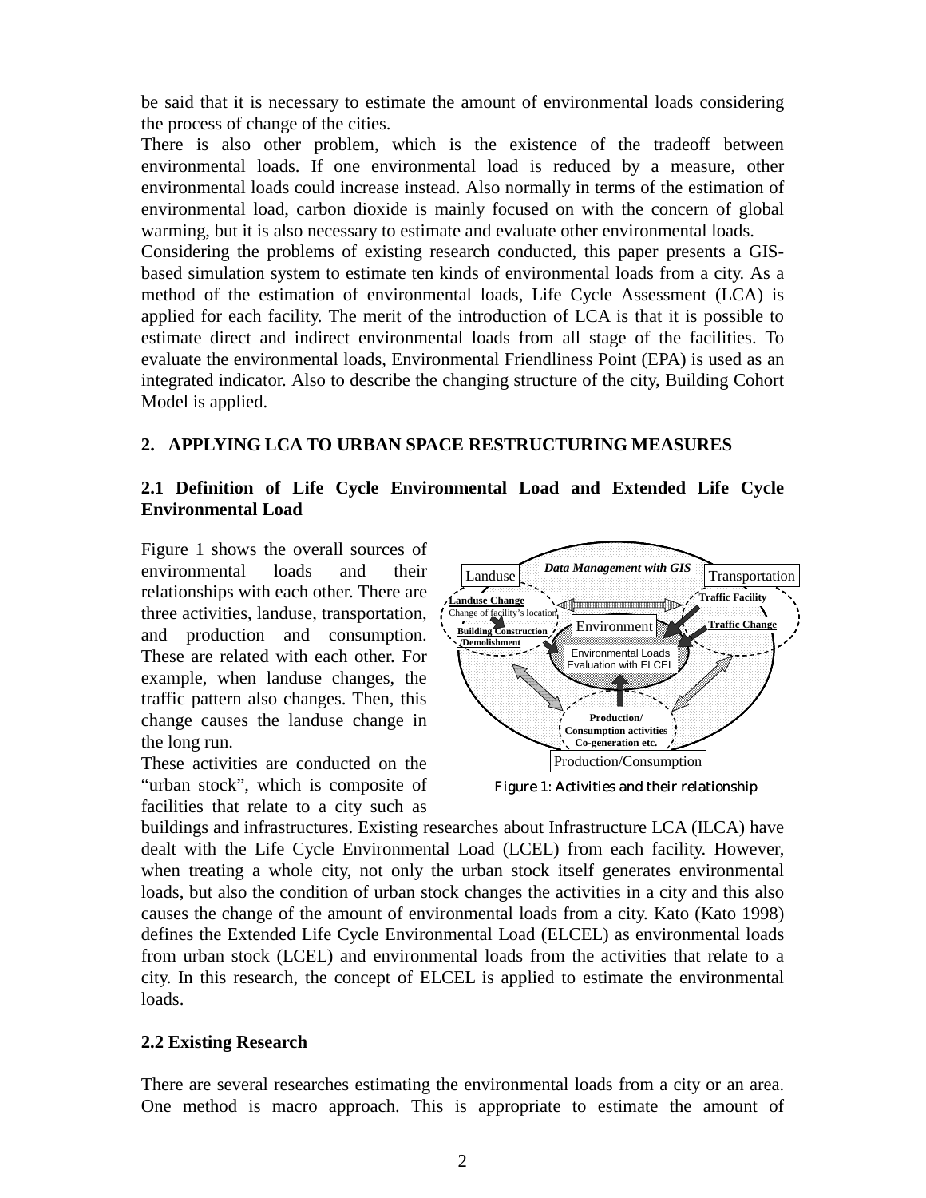be said that it is necessary to estimate the amount of environmental loads considering the process of change of the cities.

There is also other problem, which is the existence of the tradeoff between environmental loads. If one environmental load is reduced by a measure, other environmental loads could increase instead. Also normally in terms of the estimation of environmental load, carbon dioxide is mainly focused on with the concern of global warming, but it is also necessary to estimate and evaluate other environmental loads.

Considering the problems of existing research conducted, this paper presents a GIS-based simulation system to estimate ten kinds of environmental loads from a city. As a method of the estimation of environmental loads, Life Cycle Assessment (LCA) is applied for each facility. The merit of the introduction of LCA is that it is possible to estimate direct and indirect environmental loads from all stage of the facilities. To evaluate the environmental loads, Environmental Friendliness Point (EPA) is used as an integrated indicator. Also to describe the changing structure of the city, Building Cohort Model is applied.

## 2. APPLYING LCA TO URBAN SPACE RESTRUCTURING MEASURES

### 2.1 Definition of Life Cycle Environmental Load and Extended Life Cycle Environmental Load

Figure 1 shows the overall sources of environmental loads and their relationships with each other. There are three activities, landuse, transportation, and production and consumption. These are related with each other. For example, when landuse changes, the traffic pattern also changes. Then, this change causes the landuse change in the long run.

These activities are conducted on the "urban stock", which is composite of facilities that relate to a city such as buildings and infrastructures. Existing researches about Infrastructure LCA (ILCA) have dealt with the Life Cycle Environmental Load (LCEL) from each facility. However, when treating a whole city, not only the urban stock itself generates environmental loads, but also the condition of urban stock changes the activities in a city and this also causes the change of the amount of environmental loads from a city. Kato (Kato 1998) defines the Extended Life Cycle Environmental Load (ELCEL) as environmental loads from urban stock (LCEL) and environmental loads from the activities that relate to a city. In this research, the concept of ELCEL is applied to estimate the environmental loads.

Data Management with GIS | Landuse | Transportation | Landuse Change | Change of facility's location | Building Construction /Demolishment | Traffic Facility | Traffic Change | Environment | Environmental Loads Evaluation with ELCEL | Production/ Consumption activities Co-generation etc. | Production/Consumption

Figure 1: Activities and their relationship

### 2.2 Existing Research

There are several researches estimating the environmental loads from a city or an area. One method is macro approach. This is appropriate to estimate the amount of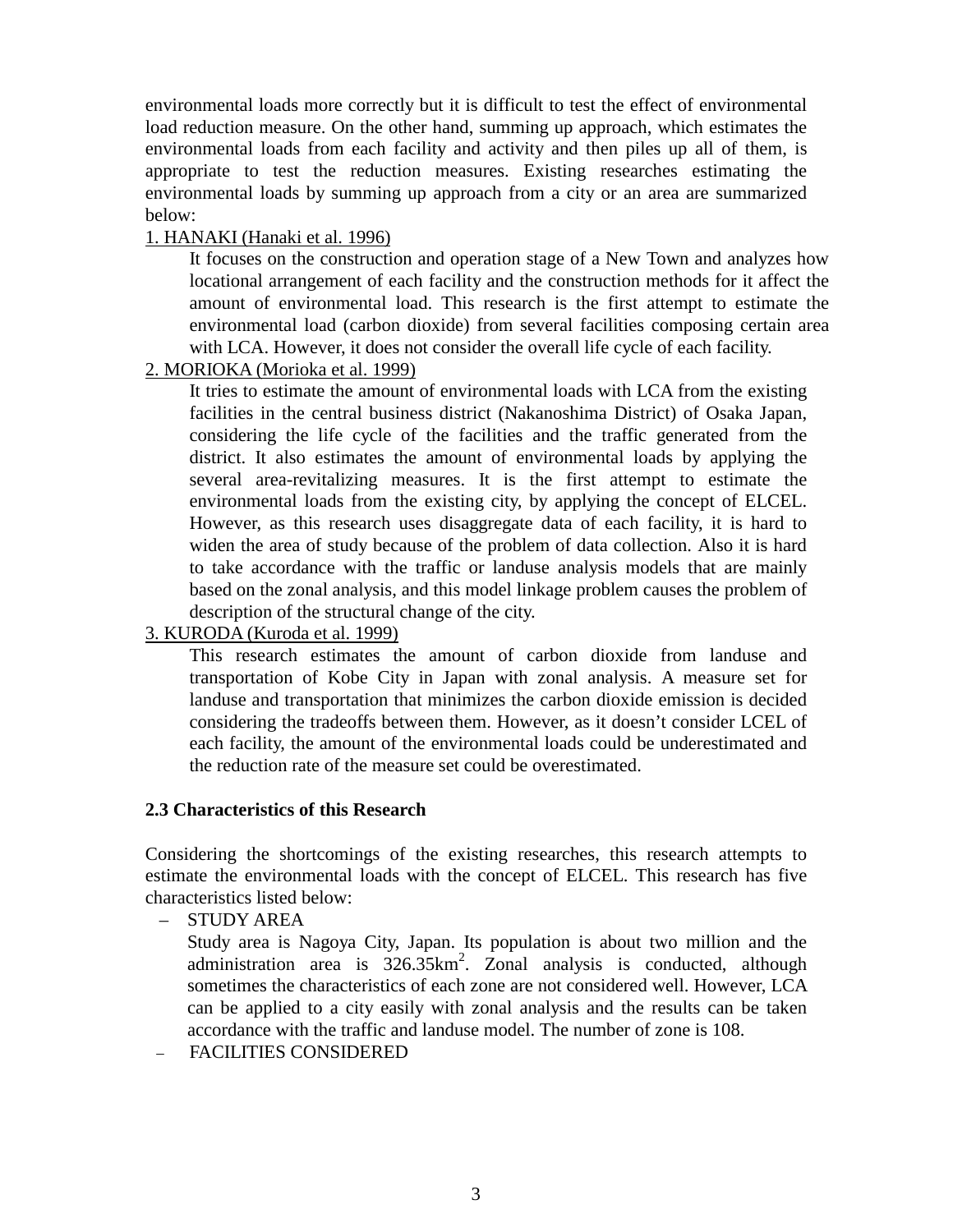environmental loads more correctly but it is difficult to test the effect of environmental load reduction measure. On the other hand, summing up approach, which estimates the environmental loads from each facility and activity and then piles up all of them, is appropriate to test the reduction measures. Existing researches estimating the environmental loads by summing up approach from a city or an area are summarized below:

1. HANAKI (Hanaki et al. 1996)

   It focuses on the construction and operation stage of a New Town and analyzes how locational arrangement of each facility and the construction methods for it affect the amount of environmental load. This research is the first attempt to estimate the environmental load (carbon dioxide) from several facilities composing certain area with LCA. However, it does not consider the overall life cycle of each facility.

2. MORIOKA (Morioka et al. 1999)

   It tries to estimate the amount of environmental loads with LCA from the existing facilities in the central business district (Nakanoshima District) of Osaka Japan, considering the life cycle of the facilities and the traffic generated from the district. It also estimates the amount of environmental loads by applying the several area-revitalizing measures. It is the first attempt to estimate the environmental loads from the existing city, by applying the concept of ELCEL. However, as this research uses disaggregate data of each facility, it is hard to widen the area of study because of the problem of data collection. Also it is hard to take accordance with the traffic or landuse analysis models that are mainly based on the zonal analysis, and this model linkage problem causes the problem of description of the structural change of the city.

3. KURODA (Kuroda et al. 1999)

   This research estimates the amount of carbon dioxide from landuse and transportation of Kobe City in Japan with zonal analysis. A measure set for landuse and transportation that minimizes the carbon dioxide emission is decided considering the tradeoffs between them. However, as it doesn't consider LCEL of each facility, the amount of the environmental loads could be underestimated and the reduction rate of the measure set could be overestimated.

### 2.3 Characteristics of this Research

Considering the shortcomings of the existing researches, this research attempts to estimate the environmental loads with the concept of ELCEL. This research has five characteristics listed below:

– STUDY AREA

  Study area is Nagoya City, Japan. Its population is about two million and the administration area is 326.35km$^2$. Zonal analysis is conducted, although sometimes the characteristics of each zone are not considered well. However, LCA can be applied to a city easily with zonal analysis and the results can be taken accordance with the traffic and landuse model. The number of zone is 108.

– FACILITIES CONSIDERED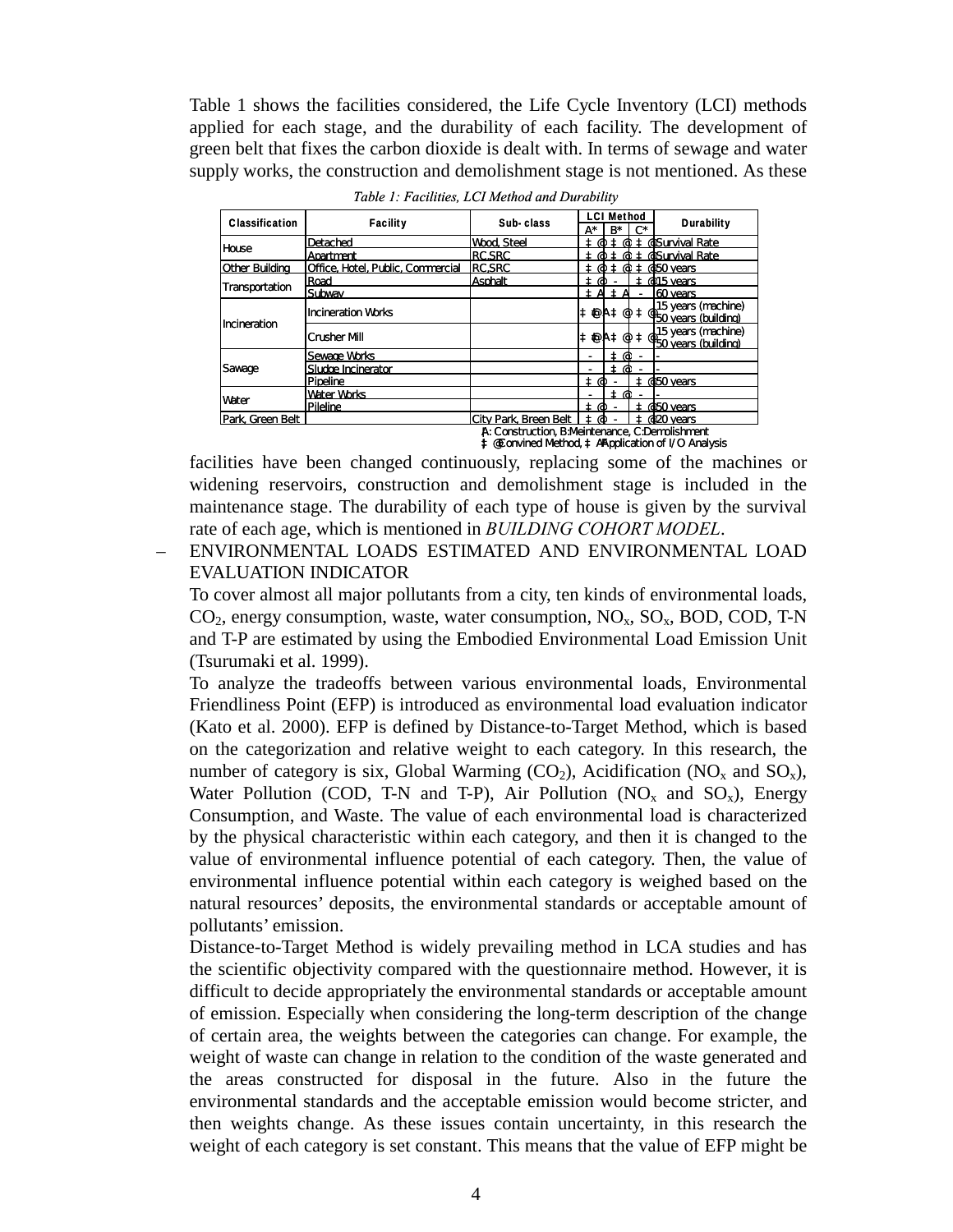Table 1 shows the facilities considered, the Life Cycle Inventory (LCI) methods applied for each stage, and the durability of each facility. The development of green belt that fixes the carbon dioxide is dealt with. In terms of sewage and water supply works, the construction and demolishment stage is not mentioned. As these

*Table 1: Facilities, LCI Method and Durability*

| Classification | Facility | Sub-class | LCI Method | | | Durability |
|---|---|---|---|---|---|---|
| | | | A* | B* | C* | |
| House | Detached | Wood, Steel | ‡@ | ‡@ | ‡@ | Survival Rate |
| | Apartment | RC,SRC | ‡@ | ‡@ | ‡@ | Survival Rate |
| Other Building | Office, Hotel, Public, Commercial | RC,SRC | ‡@ | ‡@ | ‡@ | 50 years |
| Transportation | Road | Asphalt | ‡@ | - | ‡@ | 15 years |
| | Subway | | ‡A | ‡A | - | 60 years |
| Incineration | Incineration Works | | ‡@‡A | ‡@ | ‡@ | 15 years (machine) 50 years (building) |
| | Crusher Mill | | ‡@‡A | ‡@ | ‡@ | 15 years (machine) 50 years (building) |
| Sawage | Sewage Works | | - | ‡@ | - | - |
| | Sludge Incinerator | | - | ‡@ | - | - |
| | Pipeline | | ‡@ | - | ‡@ | 50 years |
| Water | Water Works | | - | ‡@ | - | - |
| | Pileline | | ‡@ | - | ‡@ | 50 years |
| Park, Green Belt | | City Park, Green Belt | ‡@ | - | ‡@ | 20 years |

A: Construction, B:Meintenance, C:Demolishment
‡@ Convined Method, ‡A Application of I/O Analysis

facilities have been changed continuously, replacing some of the machines or widening reservoirs, construction and demolishment stage is included in the maintenance stage. The durability of each type of house is given by the survival rate of each age, which is mentioned in *BUILDING COHORT MODEL*.

– ENVIRONMENTAL LOADS ESTIMATED AND ENVIRONMENTAL LOAD EVALUATION INDICATOR

To cover almost all major pollutants from a city, ten kinds of environmental loads, $CO_2$, energy consumption, waste, water consumption, $NO_x$, $SO_x$, BOD, COD, T-N and T-P are estimated by using the Embodied Environmental Load Emission Unit (Tsurumaki et al. 1999).

To analyze the tradeoffs between various environmental loads, Environmental Friendliness Point (EFP) is introduced as environmental load evaluation indicator (Kato et al. 2000). EFP is defined by Distance-to-Target Method, which is based on the categorization and relative weight to each category. In this research, the number of category is six, Global Warming ($CO_2$), Acidification ($NO_x$ and $SO_x$), Water Pollution (COD, T-N and T-P), Air Pollution ($NO_x$ and $SO_x$), Energy Consumption, and Waste. The value of each environmental load is characterized by the physical characteristic within each category, and then it is changed to the value of environmental influence potential of each category. Then, the value of environmental influence potential within each category is weighed based on the natural resources' deposits, the environmental standards or acceptable amount of pollutants' emission.

Distance-to-Target Method is widely prevailing method in LCA studies and has the scientific objectivity compared with the questionnaire method. However, it is difficult to decide appropriately the environmental standards or acceptable amount of emission. Especially when considering the long-term description of the change of certain area, the weights between the categories can change. For example, the weight of waste can change in relation to the condition of the waste generated and the areas constructed for disposal in the future. Also in the future the environmental standards and the acceptable emission would become stricter, and then weights change. As these issues contain uncertainty, in this research the weight of each category is set constant. This means that the value of EFP might be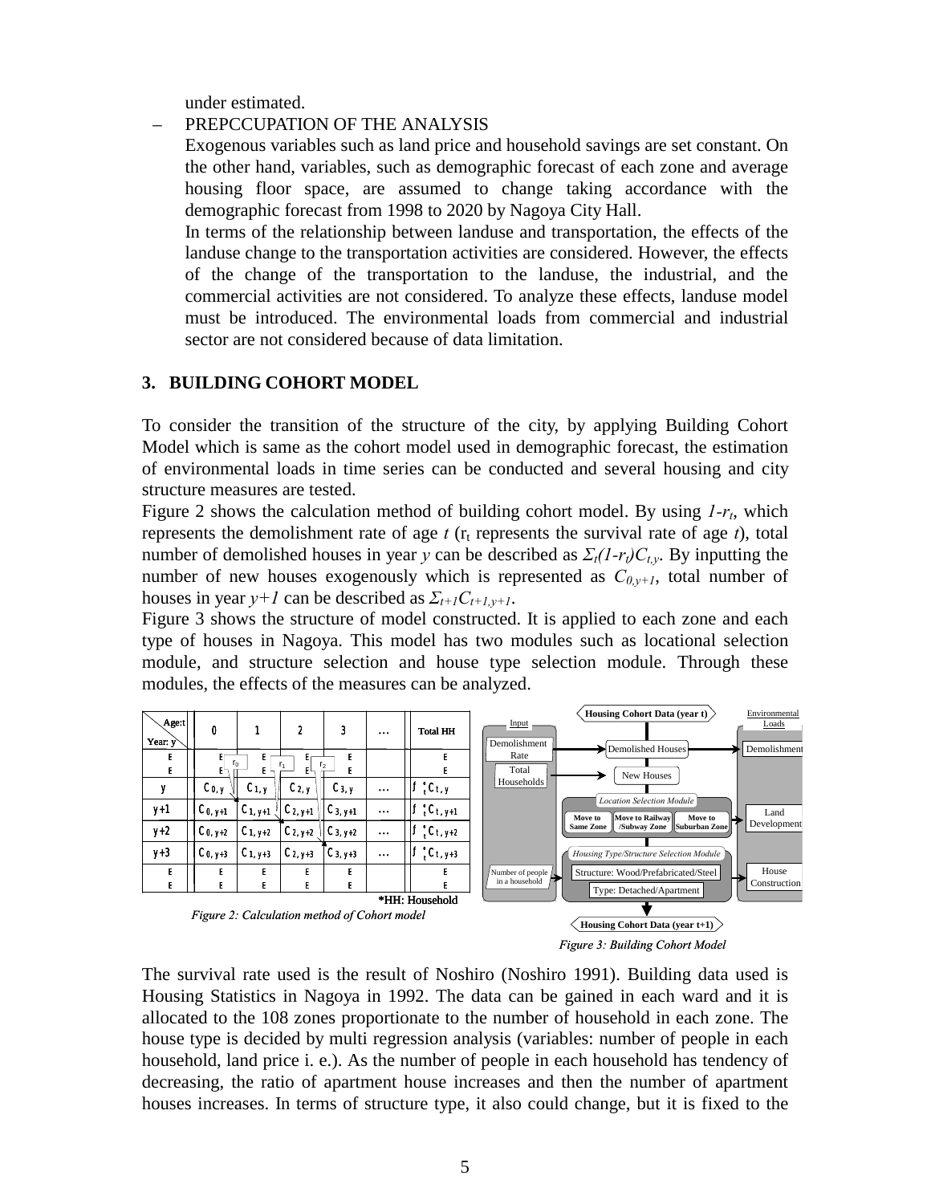under estimated.

– PREPCCUPATION OF THE ANALYSIS

Exogenous variables such as land price and household savings are set constant. On the other hand, variables, such as demographic forecast of each zone and average housing floor space, are assumed to change taking accordance with the demographic forecast from 1998 to 2020 by Nagoya City Hall.

In terms of the relationship between landuse and transportation, the effects of the landuse change to the transportation activities are considered. However, the effects of the change of the transportation to the landuse, the industrial, and the commercial activities are not considered. To analyze these effects, landuse model must be introduced. The environmental loads from commercial and industrial sector are not considered because of data limitation.

## 3. BUILDING COHORT MODEL

To consider the transition of the structure of the city, by applying Building Cohort Model which is same as the cohort model used in demographic forecast, the estimation of environmental loads in time series can be conducted and several housing and city structure measures are tested.

Figure 2 shows the calculation method of building cohort model. By using $1\text{-}r_t$, which represents the demolishment rate of age $t$ ($r_t$ represents the survival rate of age $t$), total number of demolished houses in year $y$ can be described as $\Sigma_t(1\text{-}r_t)C_{t,y}$. By inputting the number of new houses exogenously which is represented as $C_{0,y+1}$, total number of houses in year $y+1$ can be described as $\Sigma_{t+1}C_{t+1,y+1}$.

Figure 3 shows the structure of model constructed. It is applied to each zone and each type of houses in Nagoya. This model has two modules such as locational selection module, and structure selection and house type selection module. Through these modules, the effects of the measures can be analyzed.

| Age: t / Year: y | 0 | 1 | 2 | 3 | … | Total HH |
|---|---|---|---|---|---|---|
| : | : | : | : | : | | : |
| y | $C_{0,y}$ | $C_{1,y}$ | $C_{2,y}$ | $C_{3,y}$ | … | $\Sigma_t C_{t,y}$ |
| y+1 | $C_{0,y+1}$ | $C_{1,y+1}$ | $C_{2,y+1}$ | $C_{3,y+1}$ | … | $\Sigma_t C_{t,y+1}$ |
| y+2 | $C_{0,y+2}$ | $C_{1,y+2}$ | $C_{2,y+2}$ | $C_{3,y+2}$ | … | $\Sigma_t C_{t,y+2}$ |
| y+3 | $C_{0,y+3}$ | $C_{1,y+3}$ | $C_{2,y+3}$ | $C_{3,y+3}$ | … | $\Sigma_t C_{t,y+3}$ |
| : | : | : | : | : | | : |

*HH: Household

*Figure 2: Calculation method of Cohort model*

*Figure 3: Building Cohort Model*

The survival rate used is the result of Noshiro (Noshiro 1991). Building data used is Housing Statistics in Nagoya in 1992. The data can be gained in each ward and it is allocated to the 108 zones proportionate to the number of household in each zone. The house type is decided by multi regression analysis (variables: number of people in each household, land price i. e.). As the number of people in each household has tendency of decreasing, the ratio of apartment house increases and then the number of apartment houses increases. In terms of structure type, it also could change, but it is fixed to the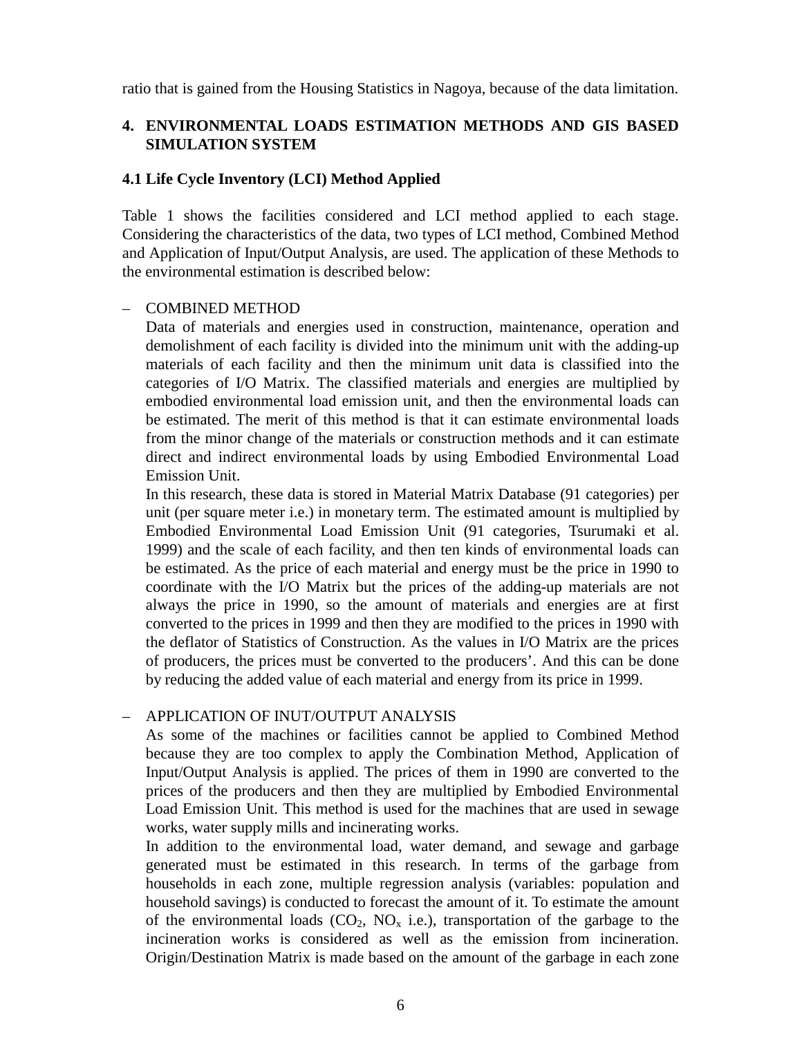ratio that is gained from the Housing Statistics in Nagoya, because of the data limitation.

## 4. ENVIRONMENTAL LOADS ESTIMATION METHODS AND GIS BASED SIMULATION SYSTEM

### 4.1 Life Cycle Inventory (LCI) Method Applied

Table 1 shows the facilities considered and LCI method applied to each stage. Considering the characteristics of the data, two types of LCI method, Combined Method and Application of Input/Output Analysis, are used. The application of these Methods to the environmental estimation is described below:

– COMBINED METHOD

  Data of materials and energies used in construction, maintenance, operation and demolishment of each facility is divided into the minimum unit with the adding-up materials of each facility and then the minimum unit data is classified into the categories of I/O Matrix. The classified materials and energies are multiplied by embodied environmental load emission unit, and then the environmental loads can be estimated. The merit of this method is that it can estimate environmental loads from the minor change of the materials or construction methods and it can estimate direct and indirect environmental loads by using Embodied Environmental Load Emission Unit.

  In this research, these data is stored in Material Matrix Database (91 categories) per unit (per square meter i.e.) in monetary term. The estimated amount is multiplied by Embodied Environmental Load Emission Unit (91 categories, Tsurumaki et al. 1999) and the scale of each facility, and then ten kinds of environmental loads can be estimated. As the price of each material and energy must be the price in 1990 to coordinate with the I/O Matrix but the prices of the adding-up materials are not always the price in 1990, so the amount of materials and energies are at first converted to the prices in 1999 and then they are modified to the prices in 1990 with the deflator of Statistics of Construction. As the values in I/O Matrix are the prices of producers, the prices must be converted to the producers'. And this can be done by reducing the added value of each material and energy from its price in 1999.

– APPLICATION OF INUT/OUTPUT ANALYSIS

  As some of the machines or facilities cannot be applied to Combined Method because they are too complex to apply the Combination Method, Application of Input/Output Analysis is applied. The prices of them in 1990 are converted to the prices of the producers and then they are multiplied by Embodied Environmental Load Emission Unit. This method is used for the machines that are used in sewage works, water supply mills and incinerating works.

  In addition to the environmental load, water demand, and sewage and garbage generated must be estimated in this research. In terms of the garbage from households in each zone, multiple regression analysis (variables: population and household savings) is conducted to forecast the amount of it. To estimate the amount of the environmental loads ($CO_2$, $NO_x$ i.e.), transportation of the garbage to the incineration works is considered as well as the emission from incineration. Origin/Destination Matrix is made based on the amount of the garbage in each zone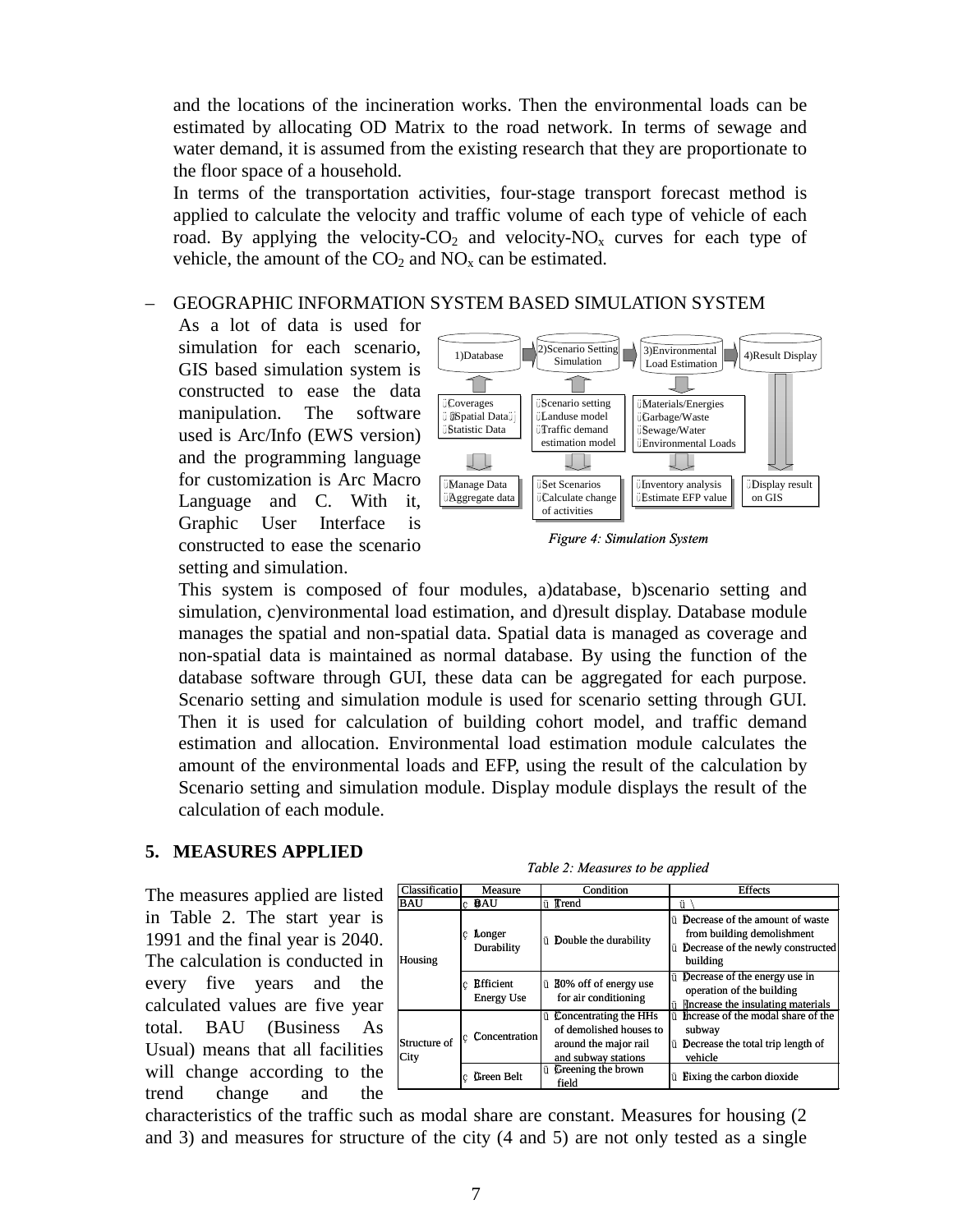and the locations of the incineration works. Then the environmental loads can be estimated by allocating OD Matrix to the road network. In terms of sewage and water demand, it is assumed from the existing research that they are proportionate to the floor space of a household.

In terms of the transportation activities, four-stage transport forecast method is applied to calculate the velocity and traffic volume of each type of vehicle of each road. By applying the velocity-$CO_2$ and velocity-$NO_x$ curves for each type of vehicle, the amount of the $CO_2$ and $NO_x$ can be estimated.

– GEOGRAPHIC INFORMATION SYSTEM BASED SIMULATION SYSTEM

As a lot of data is used for simulation for each scenario, GIS based simulation system is constructed to ease the data manipulation. The software used is Arc/Info (EWS version) and the programming language for customization is Arc Macro Language and C. With it, Graphic User Interface is constructed to ease the scenario setting and simulation.

| 1)Database | 2)Scenario Setting Simulation | 3)Environmental Load Estimation | 4)Result Display |
|---|---|---|---|
| Coverages (Spatial Data) Statistic Data | Scenario setting Landuse model Traffic demand estimation model | Materials/Energies Garbage/Waste Sewage/Water Environmental Loads | |
| Manage Data Aggregate data | Set Scenarios Calculate change of activities | Inventory analysis Estimate EFP value | Display result on GIS |

*Figure 4: Simulation System*

This system is composed of four modules, a)database, b)scenario setting and simulation, c)environmental load estimation, and d)result display. Database module manages the spatial and non-spatial data. Spatial data is managed as coverage and non-spatial data is maintained as normal database. By using the function of the database software through GUI, these data can be aggregated for each purpose. Scenario setting and simulation module is used for scenario setting through GUI. Then it is used for calculation of building cohort model, and traffic demand estimation and allocation. Environmental load estimation module calculates the amount of the environmental loads and EFP, using the result of the calculation by Scenario setting and simulation module. Display module displays the result of the calculation of each module.

## 5. MEASURES APPLIED

*Table 2: Measures to be applied*

| Classification | Measure | Condition | Effects |
|---|---|---|---|
| BAU | ① BAU | Trend | \ |
| Housing | ② Longer Durability | Double the durability | Decrease of the amount of waste from building demolishment; Decrease of the newly constructed building |
| | ③ Efficient Energy Use | 30% off of energy use for air conditioning | Decrease of the energy use in operation of the building; Increase the insulating materials |
| Structure of City | ④ Concentration | Concentrating the HHs of demolished houses to around the major rail and subway stations | Increase of the modal share of the subway; Decrease the total trip length of vehicle |
| | ⑤ Green Belt | Greening the brown field | Fixing the carbon dioxide |

The measures applied are listed in Table 2. The start year is 1991 and the final year is 2040. The calculation is conducted in every five years and the calculated values are five year total. BAU (Business As Usual) means that all facilities will change according to the trend change and the characteristics of the traffic such as modal share are constant. Measures for housing (2 and 3) and measures for structure of the city (4 and 5) are not only tested as a single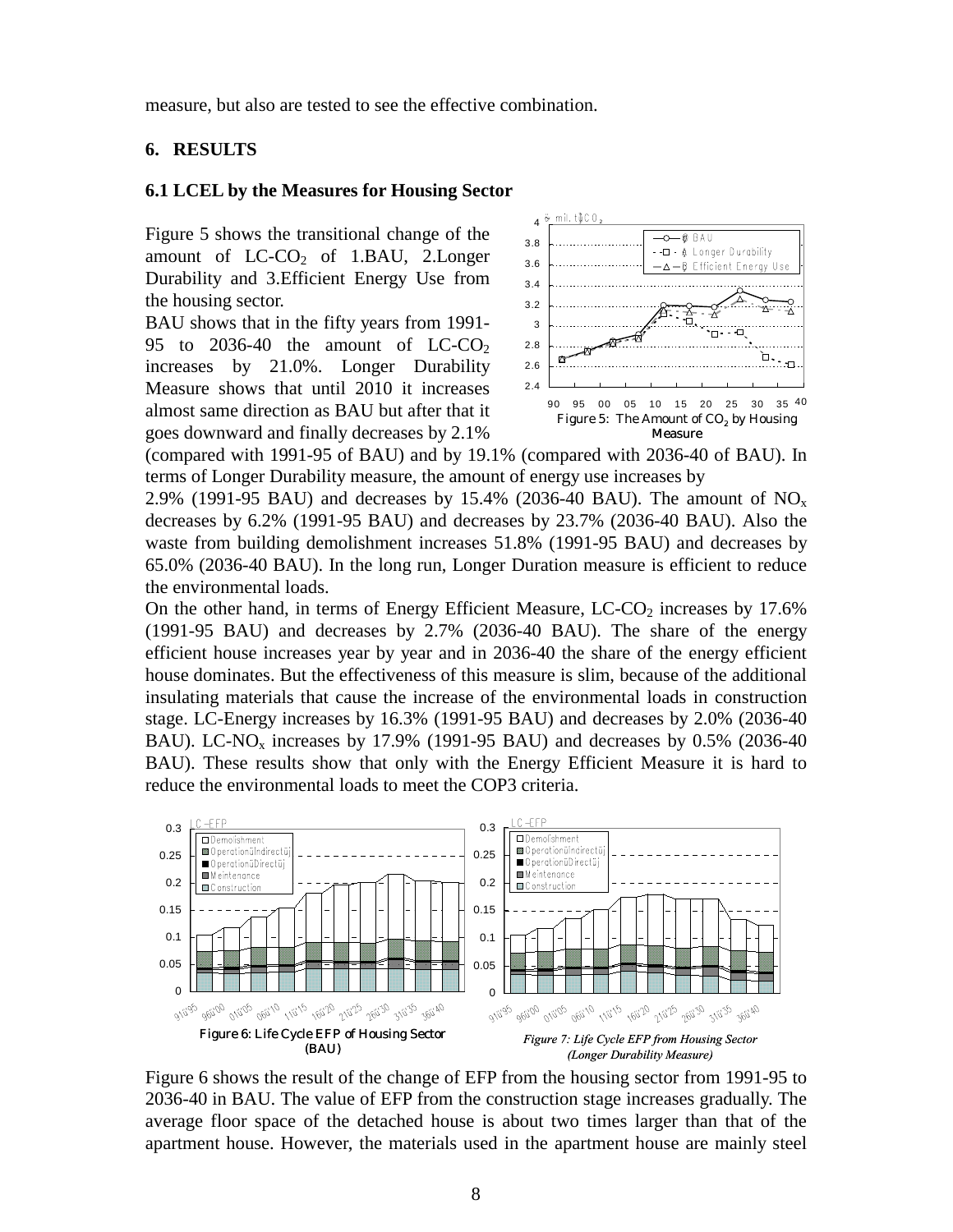measure, but also are tested to see the effective combination.

## 6. RESULTS

### 6.1 LCEL by the Measures for Housing Sector

Figure 5 shows the transitional change of the amount of LC-$CO_2$ of 1.BAU, 2.Longer Durability and 3.Efficient Energy Use from the housing sector.

BAU shows that in the fifty years from 1991-95 to 2036-40 the amount of LC-$CO_2$ increases by 21.0%. Longer Durability Measure shows that until 2010 it increases almost same direction as BAU but after that it goes downward and finally decreases by 2.1% (compared with 1991-95 of BAU) and by 19.1% (compared with 2036-40 of BAU). In terms of Longer Durability measure, the amount of energy use increases by 2.9% (1991-95 BAU) and decreases by 15.4% (2036-40 BAU). The amount of $NO_x$ decreases by 6.2% (1991-95 BAU) and decreases by 23.7% (2036-40 BAU). Also the waste from building demolishment increases 51.8% (1991-95 BAU) and decreases by 65.0% (2036-40 BAU). In the long run, Longer Duration measure is efficient to reduce the environmental loads.

Figure 5: The Amount of $CO_2$ by Housing Measure

On the other hand, in terms of Energy Efficient Measure, LC-$CO_2$ increases by 17.6% (1991-95 BAU) and decreases by 2.7% (2036-40 BAU). The share of the energy efficient house increases year by year and in 2036-40 the share of the energy efficient house dominates. But the effectiveness of this measure is slim, because of the additional insulating materials that cause the increase of the environmental loads in construction stage. LC-Energy increases by 16.3% (1991-95 BAU) and decreases by 2.0% (2036-40 BAU). LC-$NO_x$ increases by 17.9% (1991-95 BAU) and decreases by 0.5% (2036-40 BAU). These results show that only with the Energy Efficient Measure it is hard to reduce the environmental loads to meet the COP3 criteria.

Figure 6: Life Cycle EFP of Housing Sector (BAU)

*Figure 7: Life Cycle EFP from Housing Sector (Longer Durability Measure)*

Figure 6 shows the result of the change of EFP from the housing sector from 1991-95 to 2036-40 in BAU. The value of EFP from the construction stage increases gradually. The average floor space of the detached house is about two times larger than that of the apartment house. However, the materials used in the apartment house are mainly steel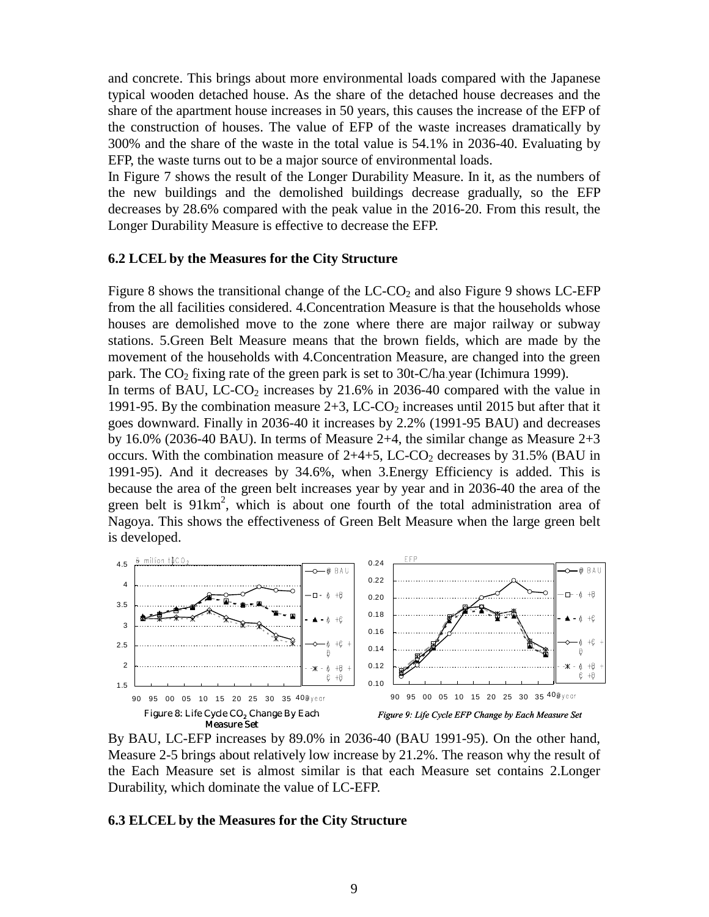and concrete. This brings about more environmental loads compared with the Japanese typical wooden detached house. As the share of the detached house decreases and the share of the apartment house increases in 50 years, this causes the increase of the EFP of the construction of houses. The value of EFP of the waste increases dramatically by 300% and the share of the waste in the total value is 54.1% in 2036-40. Evaluating by EFP, the waste turns out to be a major source of environmental loads.

In Figure 7 shows the result of the Longer Durability Measure. In it, as the numbers of the new buildings and the demolished buildings decrease gradually, so the EFP decreases by 28.6% compared with the peak value in the 2016-20. From this result, the Longer Durability Measure is effective to decrease the EFP.

**6.2 LCEL by the Measures for the City Structure**

Figure 8 shows the transitional change of the LC-$CO_2$ and also Figure 9 shows LC-EFP from the all facilities considered. 4.Concentration Measure is that the households whose houses are demolished move to the zone where there are major railway or subway stations. 5.Green Belt Measure means that the brown fields, which are made by the movement of the households with 4.Concentration Measure, are changed into the green park. The $CO_2$ fixing rate of the green park is set to 30t-C/ha.year (Ichimura 1999).

In terms of BAU, LC-$CO_2$ increases by 21.6% in 2036-40 compared with the value in 1991-95. By the combination measure 2+3, LC-$CO_2$ increases until 2015 but after that it goes downward. Finally in 2036-40 it increases by 2.2% (1991-95 BAU) and decreases by 16.0% (2036-40 BAU). In terms of Measure 2+4, the similar change as Measure 2+3 occurs. With the combination measure of 2+4+5, LC-$CO_2$ decreases by 31.5% (BAU in 1991-95). And it decreases by 34.6%, when 3.Energy Efficiency is added. This is because the area of the green belt increases year by year and in 2036-40 the area of the green belt is 91km$^2$, which is about one fourth of the total administration area of Nagoya. This shows the effectiveness of Green Belt Measure when the large green belt is developed.

Figure 8: Life Cycle $CO_2$ Change By Each Measure Set

*Figure 9: Life Cycle EFP Change by Each Measure Set*

By BAU, LC-EFP increases by 89.0% in 2036-40 (BAU 1991-95). On the other hand, Measure 2-5 brings about relatively low increase by 21.2%. The reason why the result of the Each Measure set is almost similar is that each Measure set contains 2.Longer Durability, which dominate the value of LC-EFP.

**6.3 ELCEL by the Measures for the City Structure**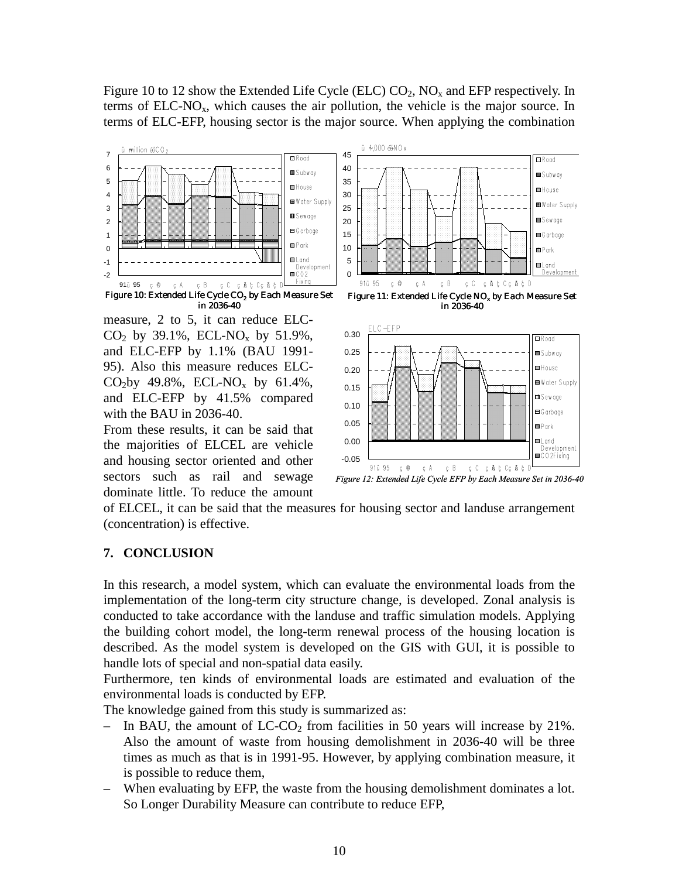Figure 10 to 12 show the Extended Life Cycle (ELC) $CO_2$, $NO_x$ and EFP respectively. In terms of ELC-$NO_x$, which causes the air pollution, the vehicle is the major source. In terms of ELC-EFP, housing sector is the major source. When applying the combination measure, 2 to 5, it can reduce ELC-$CO_2$ by 39.1%, ECL-$NO_x$ by 51.9%, and ELC-EFP by 1.1% (BAU 1991-95). Also this measure reduces ELC-$CO_2$by 49.8%, ECL-$NO_x$ by 61.4%, and ELC-EFP by 41.5% compared with the BAU in 2036-40.

Figure 10: Extended Life Cycle $CO_2$ by Each Measure Set in 2036-40

Figure 11: Extended Life Cycle $NO_x$ by Each Measure Set in 2036-40

*Figure 12: Extended Life Cycle EFP by Each Measure Set in 2036-40*

From these results, it can be said that the majorities of ELCEL are vehicle and housing sector oriented and other sectors such as rail and sewage dominate little. To reduce the amount of ELCEL, it can be said that the measures for housing sector and landuse arrangement (concentration) is effective.

## 7. CONCLUSION

In this research, a model system, which can evaluate the environmental loads from the implementation of the long-term city structure change, is developed. Zonal analysis is conducted to take accordance with the landuse and traffic simulation models. Applying the building cohort model, the long-term renewal process of the housing location is described. As the model system is developed on the GIS with GUI, it is possible to handle lots of special and non-spatial data easily.

Furthermore, ten kinds of environmental loads are estimated and evaluation of the environmental loads is conducted by EFP.

The knowledge gained from this study is summarized as:

- In BAU, the amount of LC-$CO_2$ from facilities in 50 years will increase by 21%. Also the amount of waste from housing demolishment in 2036-40 will be three times as much as that is in 1991-95. However, by applying combination measure, it is possible to reduce them,
- When evaluating by EFP, the waste from the housing demolishment dominates a lot. So Longer Durability Measure can contribute to reduce EFP,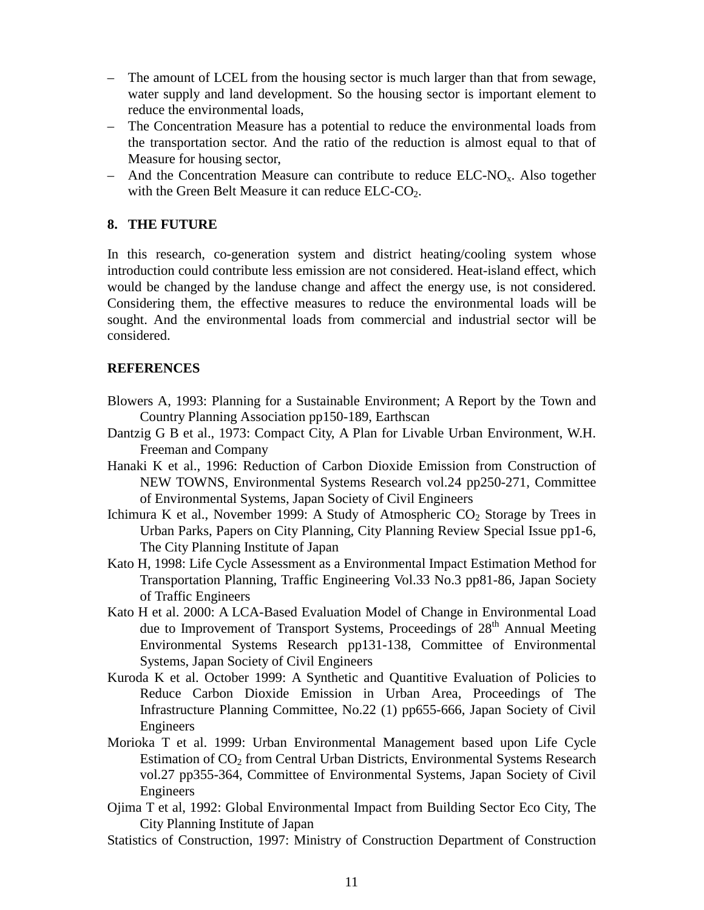- The amount of LCEL from the housing sector is much larger than that from sewage, water supply and land development. So the housing sector is important element to reduce the environmental loads,
- The Concentration Measure has a potential to reduce the environmental loads from the transportation sector. And the ratio of the reduction is almost equal to that of Measure for housing sector,
- And the Concentration Measure can contribute to reduce ELC-$NO_x$. Also together with the Green Belt Measure it can reduce ELC-$CO_2$.

## 8. THE FUTURE

In this research, co-generation system and district heating/cooling system whose introduction could contribute less emission are not considered. Heat-island effect, which would be changed by the landuse change and affect the energy use, is not considered. Considering them, the effective measures to reduce the environmental loads will be sought. And the environmental loads from commercial and industrial sector will be considered.

## REFERENCES

Blowers A, 1993: Planning for a Sustainable Environment; A Report by the Town and Country Planning Association pp150-189, Earthscan

Dantzig G B et al., 1973: Compact City, A Plan for Livable Urban Environment, W.H. Freeman and Company

Hanaki K et al., 1996: Reduction of Carbon Dioxide Emission from Construction of NEW TOWNS, Environmental Systems Research vol.24 pp250-271, Committee of Environmental Systems, Japan Society of Civil Engineers

Ichimura K et al., November 1999: A Study of Atmospheric $CO_2$ Storage by Trees in Urban Parks, Papers on City Planning, City Planning Review Special Issue pp1-6, The City Planning Institute of Japan

Kato H, 1998: Life Cycle Assessment as a Environmental Impact Estimation Method for Transportation Planning, Traffic Engineering Vol.33 No.3 pp81-86, Japan Society of Traffic Engineers

Kato H et al. 2000: A LCA-Based Evaluation Model of Change in Environmental Load due to Improvement of Transport Systems, Proceedings of 28th Annual Meeting Environmental Systems Research pp131-138, Committee of Environmental Systems, Japan Society of Civil Engineers

Kuroda K et al. October 1999: A Synthetic and Quantitive Evaluation of Policies to Reduce Carbon Dioxide Emission in Urban Area, Proceedings of The Infrastructure Planning Committee, No.22 (1) pp655-666, Japan Society of Civil Engineers

Morioka T et al. 1999: Urban Environmental Management based upon Life Cycle Estimation of $CO_2$ from Central Urban Districts, Environmental Systems Research vol.27 pp355-364, Committee of Environmental Systems, Japan Society of Civil Engineers

Ojima T et al, 1992: Global Environmental Impact from Building Sector Eco City, The City Planning Institute of Japan

Statistics of Construction, 1997: Ministry of Construction Department of Construction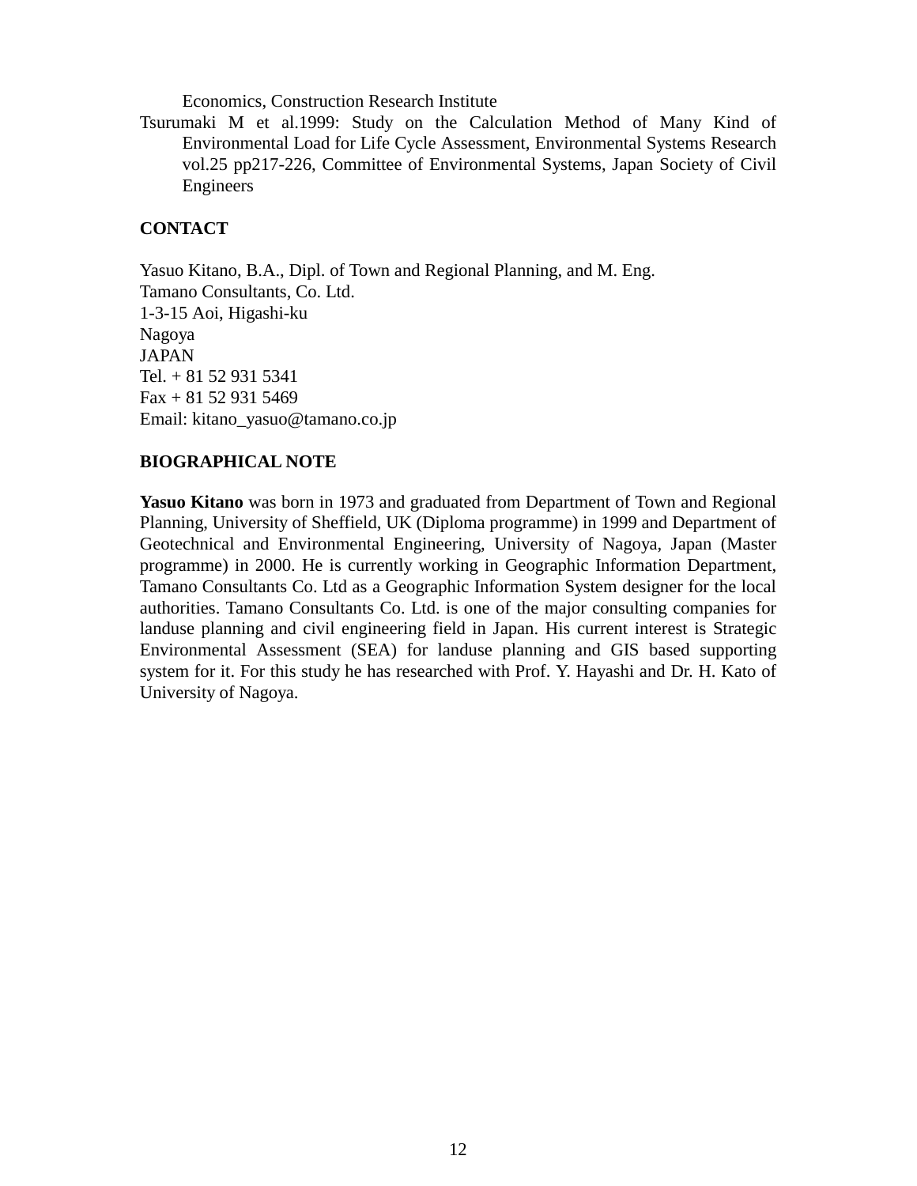Economics, Construction Research Institute

Tsurumaki M et al.1999: Study on the Calculation Method of Many Kind of Environmental Load for Life Cycle Assessment, Environmental Systems Research vol.25 pp217-226, Committee of Environmental Systems, Japan Society of Civil Engineers

**CONTACT**

Yasuo Kitano, B.A., Dipl. of Town and Regional Planning, and M. Eng.
Tamano Consultants, Co. Ltd.
1-3-15 Aoi, Higashi-ku
Nagoya
JAPAN
Tel. + 81 52 931 5341
Fax + 81 52 931 5469
Email: kitano_yasuo@tamano.co.jp

**BIOGRAPHICAL NOTE**

**Yasuo Kitano** was born in 1973 and graduated from Department of Town and Regional Planning, University of Sheffield, UK (Diploma programme) in 1999 and Department of Geotechnical and Environmental Engineering, University of Nagoya, Japan (Master programme) in 2000. He is currently working in Geographic Information Department, Tamano Consultants Co. Ltd as a Geographic Information System designer for the local authorities. Tamano Consultants Co. Ltd. is one of the major consulting companies for landuse planning and civil engineering field in Japan. His current interest is Strategic Environmental Assessment (SEA) for landuse planning and GIS based supporting system for it. For this study he has researched with Prof. Y. Hayashi and Dr. H. Kato of University of Nagoya.